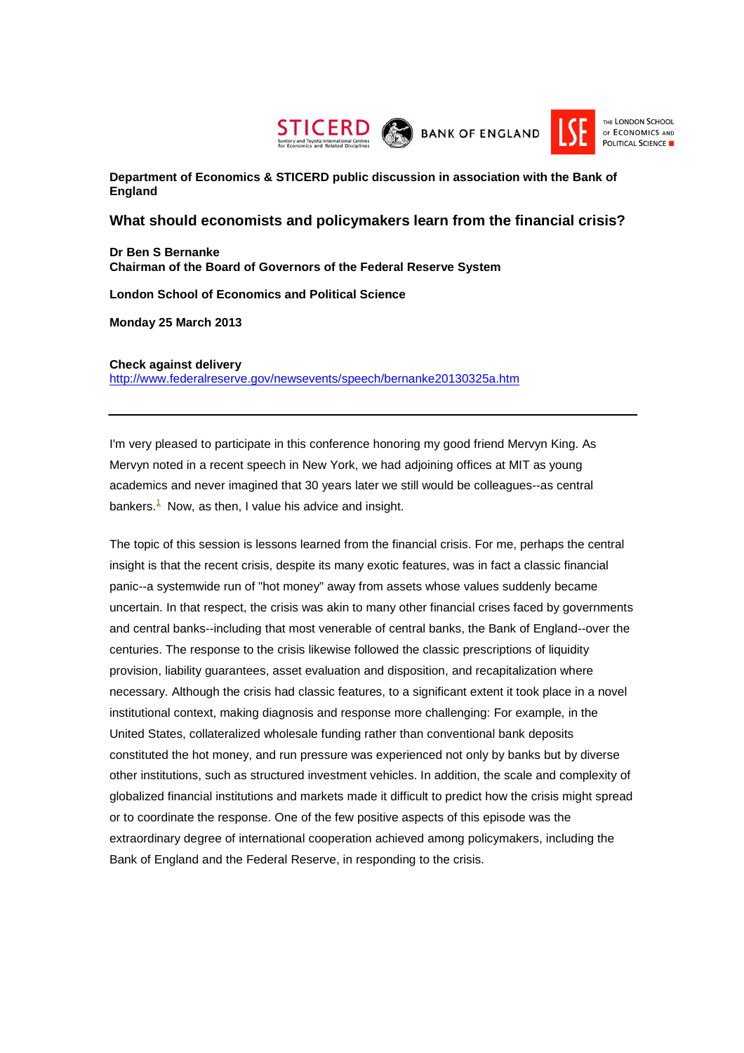**Department of Economics & STICERD public discussion in association with the Bank of England**

## What should economists and policymakers learn from the financial crisis?

**Dr Ben S Bernanke**
**Chairman of the Board of Governors of the Federal Reserve System**

**London School of Economics and Political Science**

**Monday 25 March 2013**

**Check against delivery**
http://www.federalreserve.gov/newsevents/speech/bernanke20130325a.htm

---

I'm very pleased to participate in this conference honoring my good friend Mervyn King. As Mervyn noted in a recent speech in New York, we had adjoining offices at MIT as young academics and never imagined that 30 years later we still would be colleagues--as central bankers.[1] Now, as then, I value his advice and insight.

The topic of this session is lessons learned from the financial crisis. For me, perhaps the central insight is that the recent crisis, despite its many exotic features, was in fact a classic financial panic--a systemwide run of "hot money" away from assets whose values suddenly became uncertain. In that respect, the crisis was akin to many other financial crises faced by governments and central banks--including that most venerable of central banks, the Bank of England--over the centuries. The response to the crisis likewise followed the classic prescriptions of liquidity provision, liability guarantees, asset evaluation and disposition, and recapitalization where necessary. Although the crisis had classic features, to a significant extent it took place in a novel institutional context, making diagnosis and response more challenging: For example, in the United States, collateralized wholesale funding rather than conventional bank deposits constituted the hot money, and run pressure was experienced not only by banks but by diverse other institutions, such as structured investment vehicles. In addition, the scale and complexity of globalized financial institutions and markets made it difficult to predict how the crisis might spread or to coordinate the response. One of the few positive aspects of this episode was the extraordinary degree of international cooperation achieved among policymakers, including the Bank of England and the Federal Reserve, in responding to the crisis.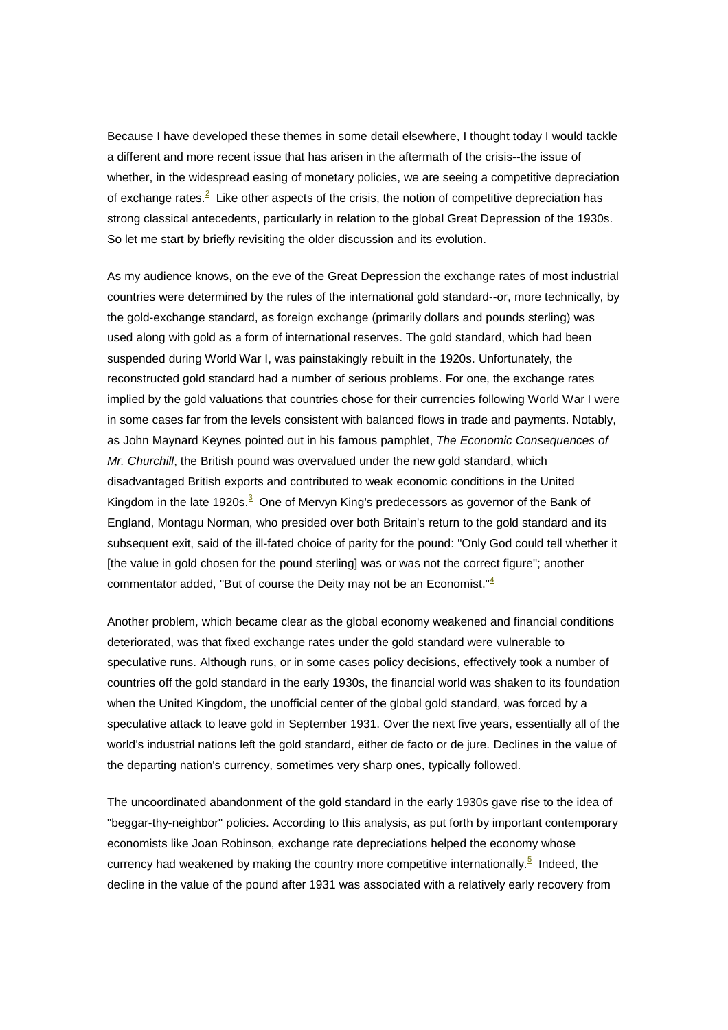Because I have developed these themes in some detail elsewhere, I thought today I would tackle a different and more recent issue that has arisen in the aftermath of the crisis--the issue of whether, in the widespread easing of monetary policies, we are seeing a competitive depreciation of exchange rates.[2] Like other aspects of the crisis, the notion of competitive depreciation has strong classical antecedents, particularly in relation to the global Great Depression of the 1930s. So let me start by briefly revisiting the older discussion and its evolution.

As my audience knows, on the eve of the Great Depression the exchange rates of most industrial countries were determined by the rules of the international gold standard--or, more technically, by the gold-exchange standard, as foreign exchange (primarily dollars and pounds sterling) was used along with gold as a form of international reserves. The gold standard, which had been suspended during World War I, was painstakingly rebuilt in the 1920s. Unfortunately, the reconstructed gold standard had a number of serious problems. For one, the exchange rates implied by the gold valuations that countries chose for their currencies following World War I were in some cases far from the levels consistent with balanced flows in trade and payments. Notably, as John Maynard Keynes pointed out in his famous pamphlet, *The Economic Consequences of Mr. Churchill*, the British pound was overvalued under the new gold standard, which disadvantaged British exports and contributed to weak economic conditions in the United Kingdom in the late 1920s.[3] One of Mervyn King's predecessors as governor of the Bank of England, Montagu Norman, who presided over both Britain's return to the gold standard and its subsequent exit, said of the ill-fated choice of parity for the pound: "Only God could tell whether it [the value in gold chosen for the pound sterling] was or was not the correct figure"; another commentator added, "But of course the Deity may not be an Economist."[4]

Another problem, which became clear as the global economy weakened and financial conditions deteriorated, was that fixed exchange rates under the gold standard were vulnerable to speculative runs. Although runs, or in some cases policy decisions, effectively took a number of countries off the gold standard in the early 1930s, the financial world was shaken to its foundation when the United Kingdom, the unofficial center of the global gold standard, was forced by a speculative attack to leave gold in September 1931. Over the next five years, essentially all of the world's industrial nations left the gold standard, either de facto or de jure. Declines in the value of the departing nation's currency, sometimes very sharp ones, typically followed.

The uncoordinated abandonment of the gold standard in the early 1930s gave rise to the idea of "beggar-thy-neighbor" policies. According to this analysis, as put forth by important contemporary economists like Joan Robinson, exchange rate depreciations helped the economy whose currency had weakened by making the country more competitive internationally.[5] Indeed, the decline in the value of the pound after 1931 was associated with a relatively early recovery from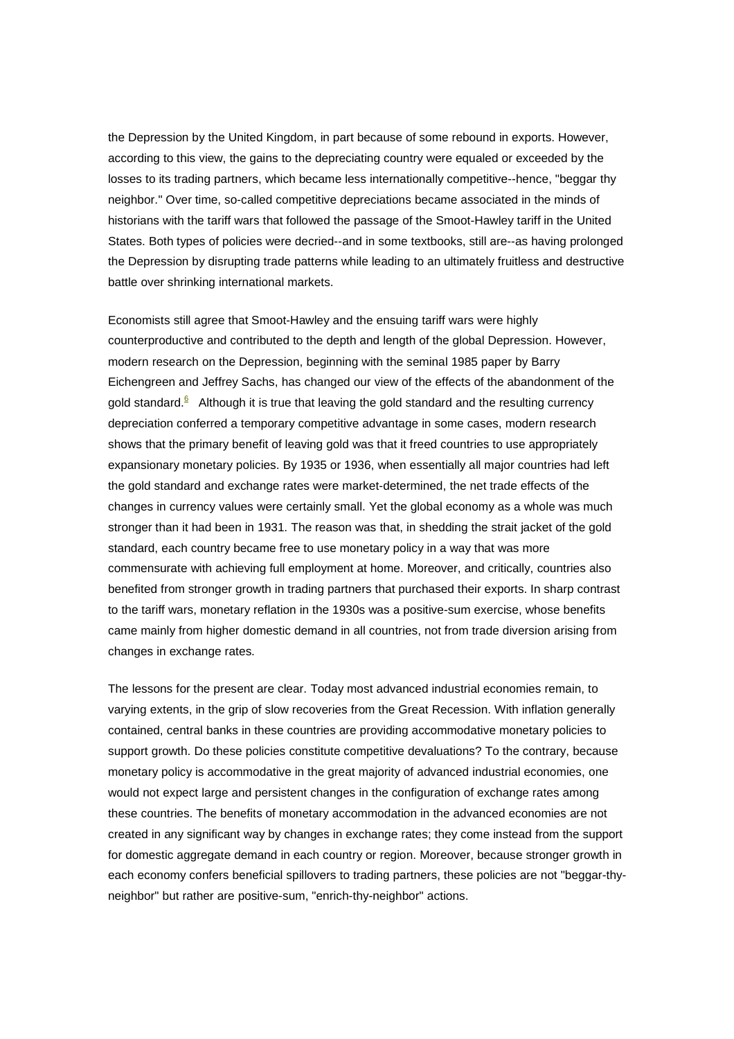the Depression by the United Kingdom, in part because of some rebound in exports. However, according to this view, the gains to the depreciating country were equaled or exceeded by the losses to its trading partners, which became less internationally competitive--hence, "beggar thy neighbor." Over time, so-called competitive depreciations became associated in the minds of historians with the tariff wars that followed the passage of the Smoot-Hawley tariff in the United States. Both types of policies were decried--and in some textbooks, still are--as having prolonged the Depression by disrupting trade patterns while leading to an ultimately fruitless and destructive battle over shrinking international markets.

Economists still agree that Smoot-Hawley and the ensuing tariff wars were highly counterproductive and contributed to the depth and length of the global Depression. However, modern research on the Depression, beginning with the seminal 1985 paper by Barry Eichengreen and Jeffrey Sachs, has changed our view of the effects of the abandonment of the gold standard.[6] Although it is true that leaving the gold standard and the resulting currency depreciation conferred a temporary competitive advantage in some cases, modern research shows that the primary benefit of leaving gold was that it freed countries to use appropriately expansionary monetary policies. By 1935 or 1936, when essentially all major countries had left the gold standard and exchange rates were market-determined, the net trade effects of the changes in currency values were certainly small. Yet the global economy as a whole was much stronger than it had been in 1931. The reason was that, in shedding the strait jacket of the gold standard, each country became free to use monetary policy in a way that was more commensurate with achieving full employment at home. Moreover, and critically, countries also benefited from stronger growth in trading partners that purchased their exports. In sharp contrast to the tariff wars, monetary reflation in the 1930s was a positive-sum exercise, whose benefits came mainly from higher domestic demand in all countries, not from trade diversion arising from changes in exchange rates.

The lessons for the present are clear. Today most advanced industrial economies remain, to varying extents, in the grip of slow recoveries from the Great Recession. With inflation generally contained, central banks in these countries are providing accommodative monetary policies to support growth. Do these policies constitute competitive devaluations? To the contrary, because monetary policy is accommodative in the great majority of advanced industrial economies, one would not expect large and persistent changes in the configuration of exchange rates among these countries. The benefits of monetary accommodation in the advanced economies are not created in any significant way by changes in exchange rates; they come instead from the support for domestic aggregate demand in each country or region. Moreover, because stronger growth in each economy confers beneficial spillovers to trading partners, these policies are not "beggar-thy-neighbor" but rather are positive-sum, "enrich-thy-neighbor" actions.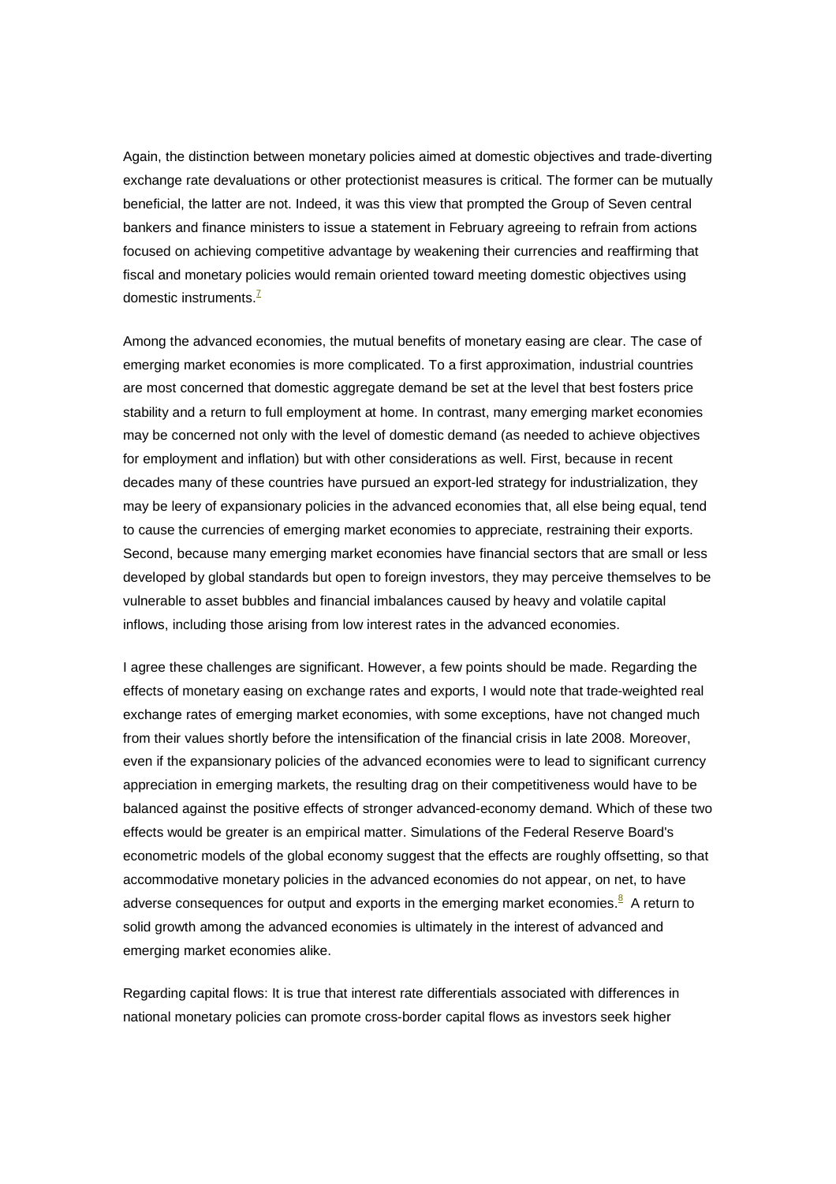Again, the distinction between monetary policies aimed at domestic objectives and trade-diverting exchange rate devaluations or other protectionist measures is critical. The former can be mutually beneficial, the latter are not. Indeed, it was this view that prompted the Group of Seven central bankers and finance ministers to issue a statement in February agreeing to refrain from actions focused on achieving competitive advantage by weakening their currencies and reaffirming that fiscal and monetary policies would remain oriented toward meeting domestic objectives using domestic instruments.[7]

Among the advanced economies, the mutual benefits of monetary easing are clear. The case of emerging market economies is more complicated. To a first approximation, industrial countries are most concerned that domestic aggregate demand be set at the level that best fosters price stability and a return to full employment at home. In contrast, many emerging market economies may be concerned not only with the level of domestic demand (as needed to achieve objectives for employment and inflation) but with other considerations as well. First, because in recent decades many of these countries have pursued an export-led strategy for industrialization, they may be leery of expansionary policies in the advanced economies that, all else being equal, tend to cause the currencies of emerging market economies to appreciate, restraining their exports. Second, because many emerging market economies have financial sectors that are small or less developed by global standards but open to foreign investors, they may perceive themselves to be vulnerable to asset bubbles and financial imbalances caused by heavy and volatile capital inflows, including those arising from low interest rates in the advanced economies.

I agree these challenges are significant. However, a few points should be made. Regarding the effects of monetary easing on exchange rates and exports, I would note that trade-weighted real exchange rates of emerging market economies, with some exceptions, have not changed much from their values shortly before the intensification of the financial crisis in late 2008. Moreover, even if the expansionary policies of the advanced economies were to lead to significant currency appreciation in emerging markets, the resulting drag on their competitiveness would have to be balanced against the positive effects of stronger advanced-economy demand. Which of these two effects would be greater is an empirical matter. Simulations of the Federal Reserve Board's econometric models of the global economy suggest that the effects are roughly offsetting, so that accommodative monetary policies in the advanced economies do not appear, on net, to have adverse consequences for output and exports in the emerging market economies.[8] A return to solid growth among the advanced economies is ultimately in the interest of advanced and emerging market economies alike.

Regarding capital flows: It is true that interest rate differentials associated with differences in national monetary policies can promote cross-border capital flows as investors seek higher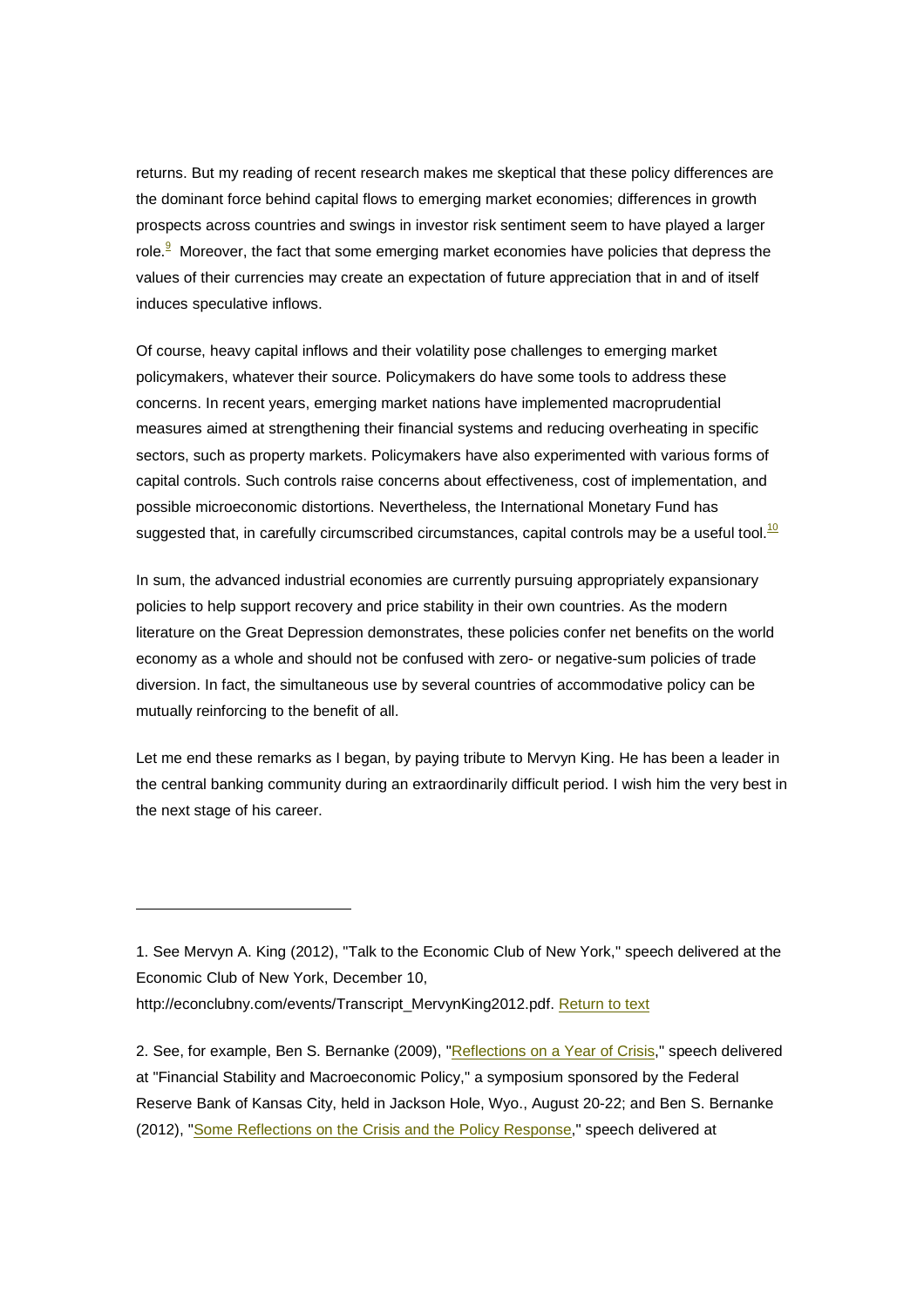returns. But my reading of recent research makes me skeptical that these policy differences are the dominant force behind capital flows to emerging market economies; differences in growth prospects across countries and swings in investor risk sentiment seem to have played a larger role.[9] Moreover, the fact that some emerging market economies have policies that depress the values of their currencies may create an expectation of future appreciation that in and of itself induces speculative inflows.

Of course, heavy capital inflows and their volatility pose challenges to emerging market policymakers, whatever their source. Policymakers do have some tools to address these concerns. In recent years, emerging market nations have implemented macroprudential measures aimed at strengthening their financial systems and reducing overheating in specific sectors, such as property markets. Policymakers have also experimented with various forms of capital controls. Such controls raise concerns about effectiveness, cost of implementation, and possible microeconomic distortions. Nevertheless, the International Monetary Fund has suggested that, in carefully circumscribed circumstances, capital controls may be a useful tool.[10]

In sum, the advanced industrial economies are currently pursuing appropriately expansionary policies to help support recovery and price stability in their own countries. As the modern literature on the Great Depression demonstrates, these policies confer net benefits on the world economy as a whole and should not be confused with zero- or negative-sum policies of trade diversion. In fact, the simultaneous use by several countries of accommodative policy can be mutually reinforcing to the benefit of all.

Let me end these remarks as I began, by paying tribute to Mervyn King. He has been a leader in the central banking community during an extraordinarily difficult period. I wish him the very best in the next stage of his career.

---

1. See Mervyn A. King (2012), "Talk to the Economic Club of New York," speech delivered at the Economic Club of New York, December 10, http://econclubny.com/events/Transcript_MervynKing2012.pdf. Return to text

2. See, for example, Ben S. Bernanke (2009), "Reflections on a Year of Crisis," speech delivered at "Financial Stability and Macroeconomic Policy," a symposium sponsored by the Federal Reserve Bank of Kansas City, held in Jackson Hole, Wyo., August 20-22; and Ben S. Bernanke (2012), "Some Reflections on the Crisis and the Policy Response," speech delivered at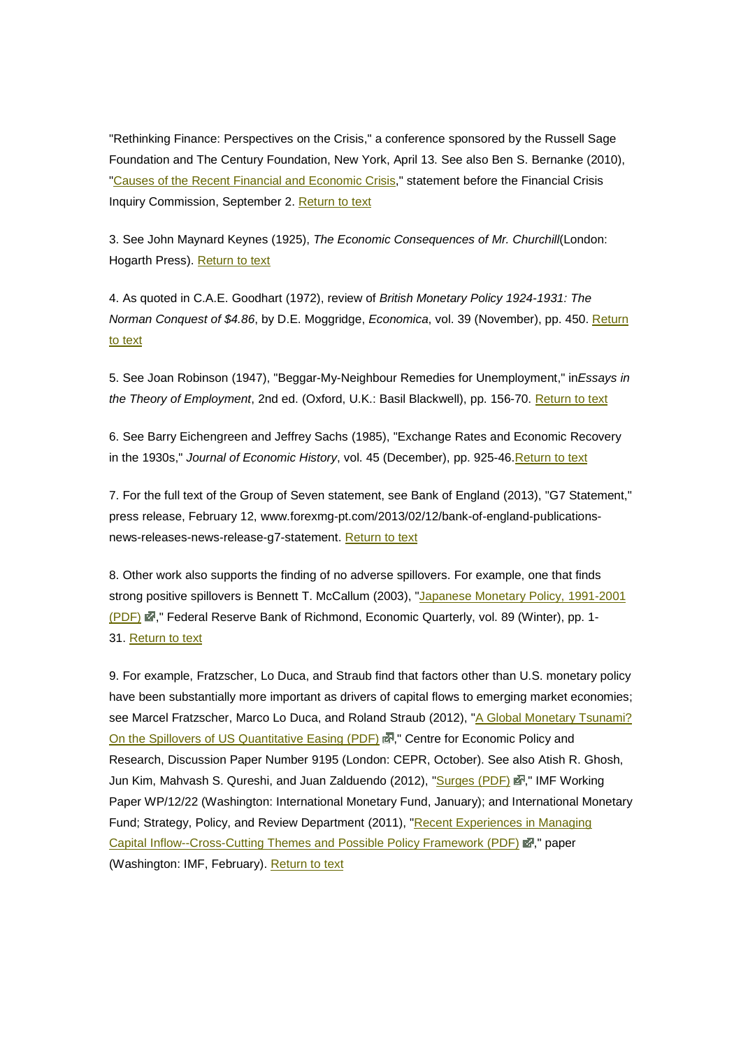"Rethinking Finance: Perspectives on the Crisis," a conference sponsored by the Russell Sage Foundation and The Century Foundation, New York, April 13. See also Ben S. Bernanke (2010), "Causes of the Recent Financial and Economic Crisis," statement before the Financial Crisis Inquiry Commission, September 2. Return to text

3. See John Maynard Keynes (1925), *The Economic Consequences of Mr. Churchill*(London: Hogarth Press). Return to text

4. As quoted in C.A.E. Goodhart (1972), review of *British Monetary Policy 1924-1931: The Norman Conquest of $4.86*, by D.E. Moggridge, *Economica*, vol. 39 (November), pp. 450. Return to text

5. See Joan Robinson (1947), "Beggar-My-Neighbour Remedies for Unemployment," in*Essays in the Theory of Employment*, 2nd ed. (Oxford, U.K.: Basil Blackwell), pp. 156-70. Return to text

6. See Barry Eichengreen and Jeffrey Sachs (1985), "Exchange Rates and Economic Recovery in the 1930s," *Journal of Economic History*, vol. 45 (December), pp. 925-46.Return to text

7. For the full text of the Group of Seven statement, see Bank of England (2013), "G7 Statement," press release, February 12, www.forexmg-pt.com/2013/02/12/bank-of-england-publications-news-releases-news-release-g7-statement. Return to text

8. Other work also supports the finding of no adverse spillovers. For example, one that finds strong positive spillovers is Bennett T. McCallum (2003), "Japanese Monetary Policy, 1991-2001 (PDF)," Federal Reserve Bank of Richmond, Economic Quarterly, vol. 89 (Winter), pp. 1-31. Return to text

9. For example, Fratzscher, Lo Duca, and Straub find that factors other than U.S. monetary policy have been substantially more important as drivers of capital flows to emerging market economies; see Marcel Fratzscher, Marco Lo Duca, and Roland Straub (2012), "A Global Monetary Tsunami? On the Spillovers of US Quantitative Easing (PDF)," Centre for Economic Policy and Research, Discussion Paper Number 9195 (London: CEPR, October). See also Atish R. Ghosh, Jun Kim, Mahvash S. Qureshi, and Juan Zalduendo (2012), "Surges (PDF)," IMF Working Paper WP/12/22 (Washington: International Monetary Fund, January); and International Monetary Fund; Strategy, Policy, and Review Department (2011), "Recent Experiences in Managing Capital Inflow--Cross-Cutting Themes and Possible Policy Framework (PDF)," paper (Washington: IMF, February). Return to text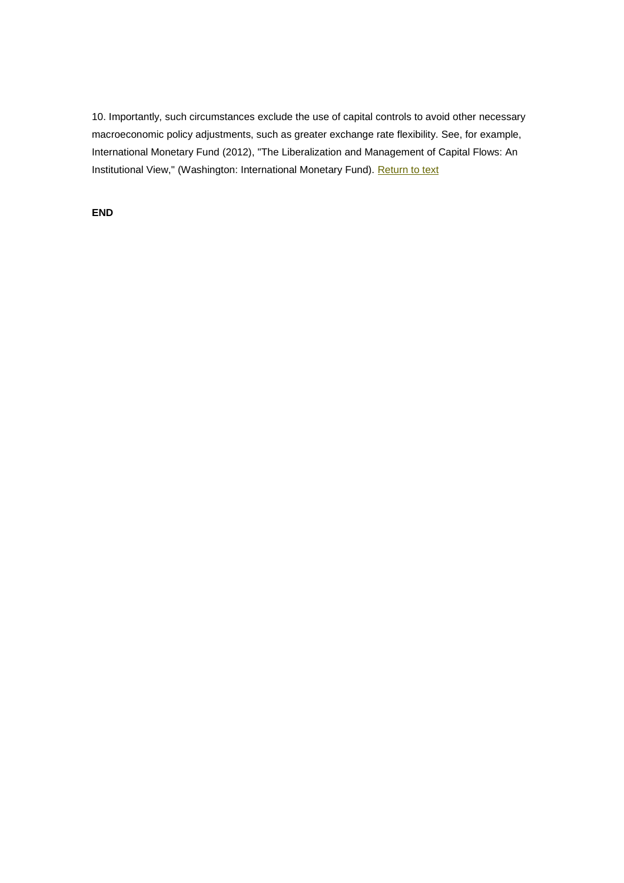10. Importantly, such circumstances exclude the use of capital controls to avoid other necessary macroeconomic policy adjustments, such as greater exchange rate flexibility. See, for example, International Monetary Fund (2012), "The Liberalization and Management of Capital Flows: An Institutional View," (Washington: International Monetary Fund). Return to text

**END**